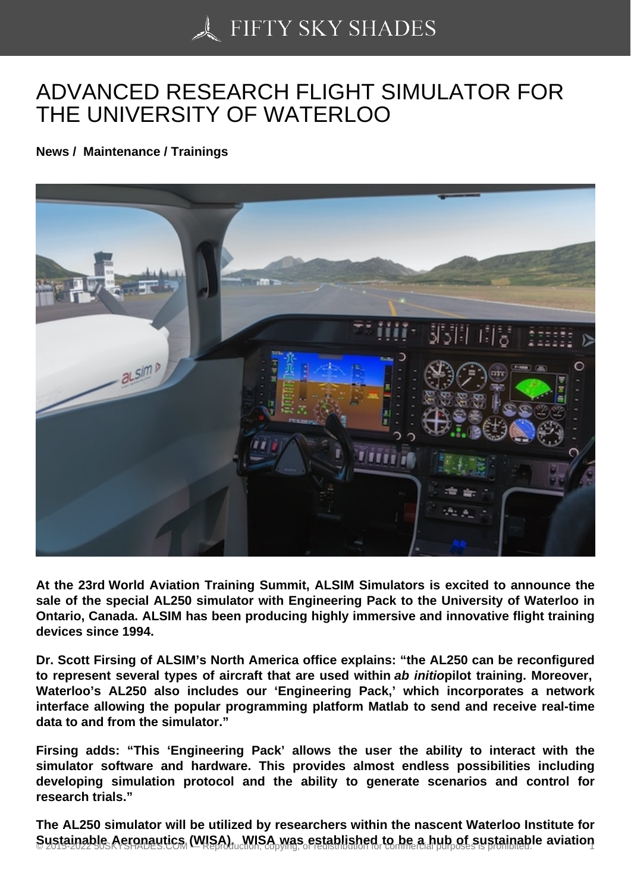# ADVANCED RESEARCH FLIGHT SIMULATOR FOR THE UNIVERSITY OF WATERLOO

**News / Maintenance / Trainings**

**At the 23rd World Aviation Training Summit, ALSIM Simulators is excited to announce the sale of the special AL250 simulator with Engineering Pack to the University of Waterloo in Ontario, Canada. ALSIM has been producing highly immersive and innovative flight training devices since 1994.**

**Dr. Scott Firsing of ALSIM's North America office explains: "the AL250 can be reconfigured to represent several types of aircraft that are used within *ab initio* pilot training. Moreover, Waterloo's AL250 also includes our 'Engineering Pack,' which incorporates a network interface allowing the popular programming platform Matlab to send and receive real-time data to and from the simulator."**

**Firsing adds: "This 'Engineering Pack' allows the user the ability to interact with the simulator software and hardware. This provides almost endless possibilities including developing simulation protocol and the ability to generate scenarios and control for research trials."**

**The AL250 simulator will be utilized by researchers within the nascent Waterloo Institute for Sustainable Aeronautics (WISA). WISA was established to be a hub of sustainable aviation**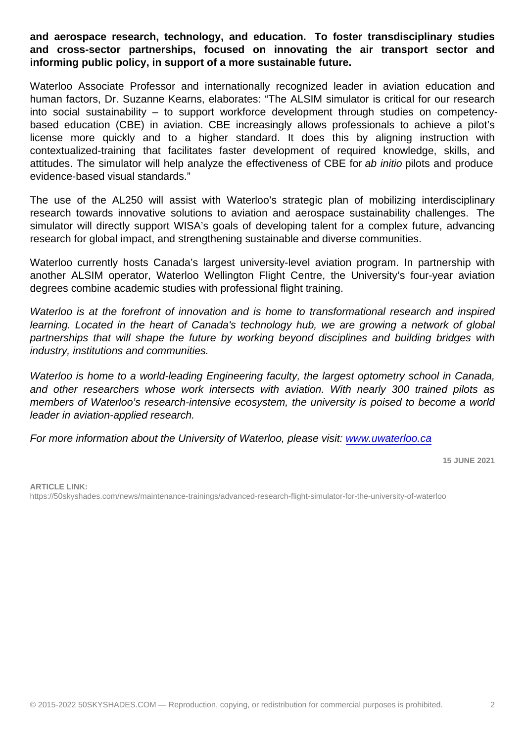**and aerospace research, technology, and education. To foster transdisciplinary studies and cross-sector partnerships, focused on innovating the air transport sector and informing public policy, in support of a more sustainable future.**

Waterloo Associate Professor and internationally recognized leader in aviation education and human factors, Dr. Suzanne Kearns, elaborates: "The ALSIM simulator is critical for our research into social sustainability – to support workforce development through studies on competency-based education (CBE) in aviation. CBE increasingly allows professionals to achieve a pilot's license more quickly and to a higher standard. It does this by aligning instruction with contextualized-training that facilitates faster development of required knowledge, skills, and attitudes. The simulator will help analyze the effectiveness of CBE for *ab initio* pilots and produce evidence-based visual standards."

The use of the AL250 will assist with Waterloo's strategic plan of mobilizing interdisciplinary research towards innovative solutions to aviation and aerospace sustainability challenges. The simulator will directly support WISA's goals of developing talent for a complex future, advancing research for global impact, and strengthening sustainable and diverse communities.

Waterloo currently hosts Canada's largest university-level aviation program. In partnership with another ALSIM operator, Waterloo Wellington Flight Centre, the University's four-year aviation degrees combine academic studies with professional flight training.

*Waterloo is at the forefront of innovation and is home to transformational research and inspired learning. Located in the heart of Canada's technology hub, we are growing a network of global partnerships that will shape the future by working beyond disciplines and building bridges with industry, institutions and communities.*

*Waterloo is home to a world-leading Engineering faculty, the largest optometry school in Canada, and other researchers whose work intersects with aviation. With nearly 300 trained pilots as members of Waterloo's research-intensive ecosystem, the university is poised to become a world leader in aviation-applied research.*

*For more information about the University of Waterloo, please visit: [www.uwaterloo.ca](http://www.uwaterloo.ca)*

**15 JUNE 2021**

**ARTICLE LINK:**
https://50skyshades.com/news/maintenance-trainings/advanced-research-flight-simulator-for-the-university-of-waterloo